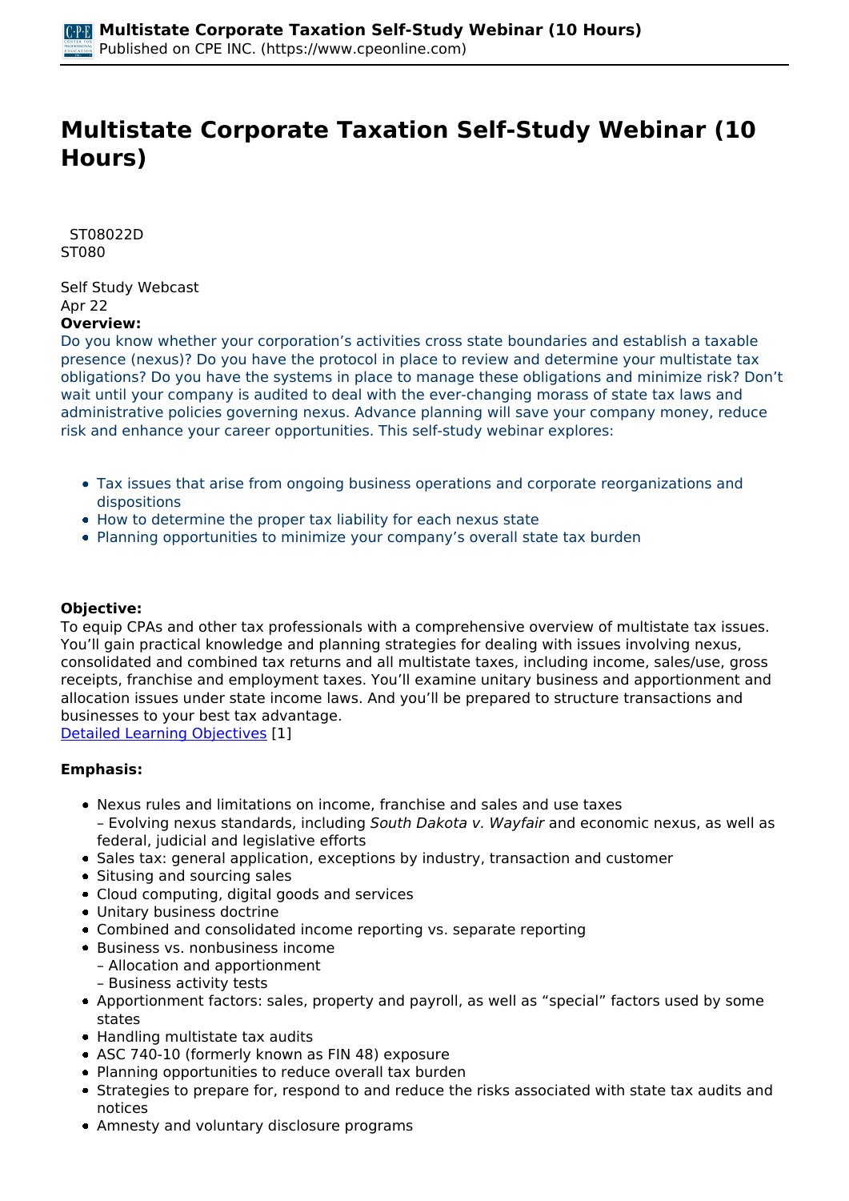# Multistate Corporate Taxation Self-Study Webinar (10 Hours)

ST08022D
ST080

Self Study Webcast
Apr 22
**Overview:**
Do you know whether your corporation's activities cross state boundaries and establish a taxable presence (nexus)? Do you have the protocol in place to review and determine your multistate tax obligations? Do you have the systems in place to manage these obligations and minimize risk? Don't wait until your company is audited to deal with the ever-changing morass of state tax laws and administrative policies governing nexus. Advance planning will save your company money, reduce risk and enhance your career opportunities. This self-study webinar explores:

- Tax issues that arise from ongoing business operations and corporate reorganizations and dispositions
- How to determine the proper tax liability for each nexus state
- Planning opportunities to minimize your company's overall state tax burden

**Objective:**
To equip CPAs and other tax professionals with a comprehensive overview of multistate tax issues. You'll gain practical knowledge and planning strategies for dealing with issues involving nexus, consolidated and combined tax returns and all multistate taxes, including income, sales/use, gross receipts, franchise and employment taxes. You'll examine unitary business and apportionment and allocation issues under state income laws. And you'll be prepared to structure transactions and businesses to your best tax advantage.
Detailed Learning Objectives [1]

**Emphasis:**

- Nexus rules and limitations on income, franchise and sales and use taxes
  – Evolving nexus standards, including *South Dakota v. Wayfair* and economic nexus, as well as federal, judicial and legislative efforts
- Sales tax: general application, exceptions by industry, transaction and customer
- Situsing and sourcing sales
- Cloud computing, digital goods and services
- Unitary business doctrine
- Combined and consolidated income reporting vs. separate reporting
- Business vs. nonbusiness income
  – Allocation and apportionment
  – Business activity tests
- Apportionment factors: sales, property and payroll, as well as "special" factors used by some states
- Handling multistate tax audits
- ASC 740-10 (formerly known as FIN 48) exposure
- Planning opportunities to reduce overall tax burden
- Strategies to prepare for, respond to and reduce the risks associated with state tax audits and notices
- Amnesty and voluntary disclosure programs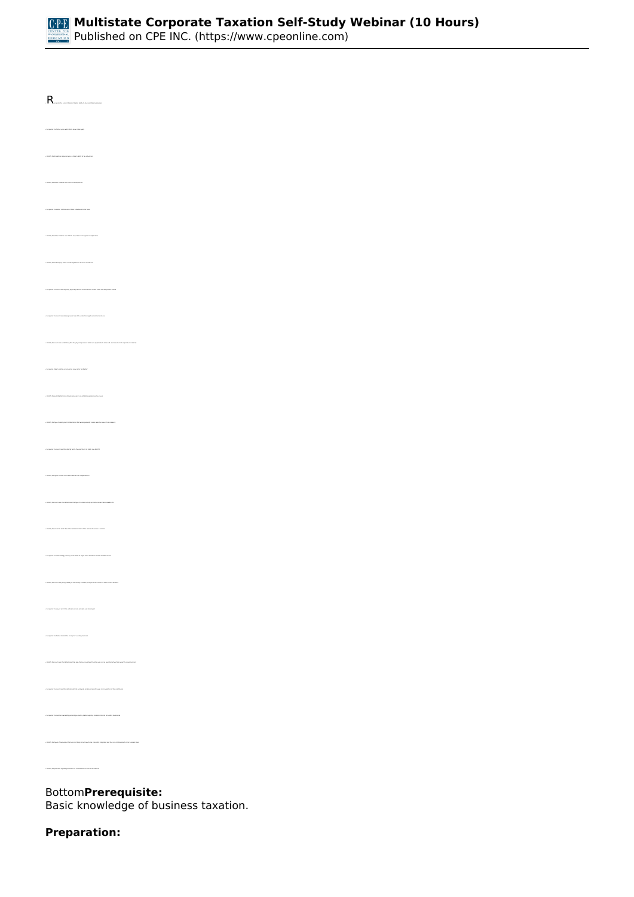R

Bottom**Prerequisite:**
Basic knowledge of business taxation.

**Preparation:**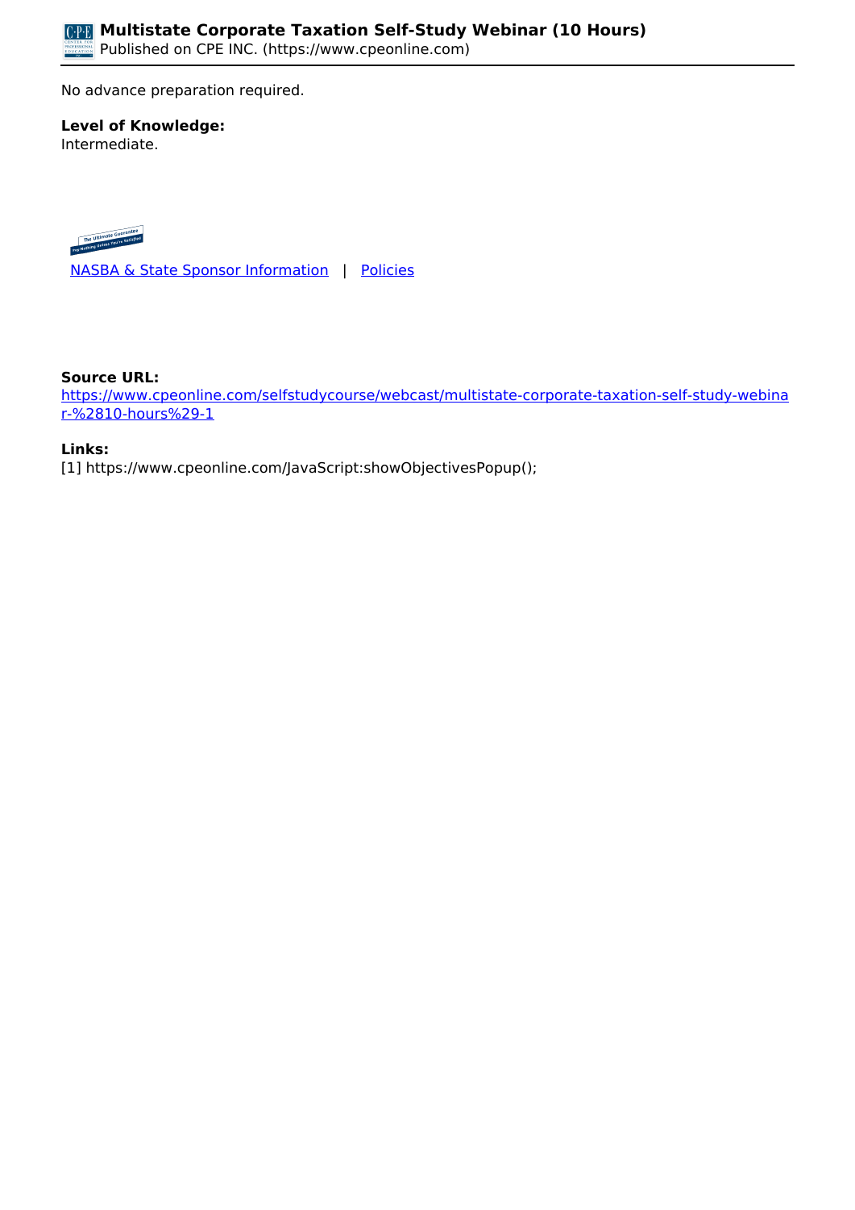No advance preparation required.

**Level of Knowledge:**
Intermediate.

NASBA & State Sponsor Information | Policies

**Source URL:**
https://www.cpeonline.com/selfstudycourse/webcast/multistate-corporate-taxation-self-study-webinar-%2810-hours%29-1

**Links:**
[1] https://www.cpeonline.com/JavaScript:showObjectivesPopup();